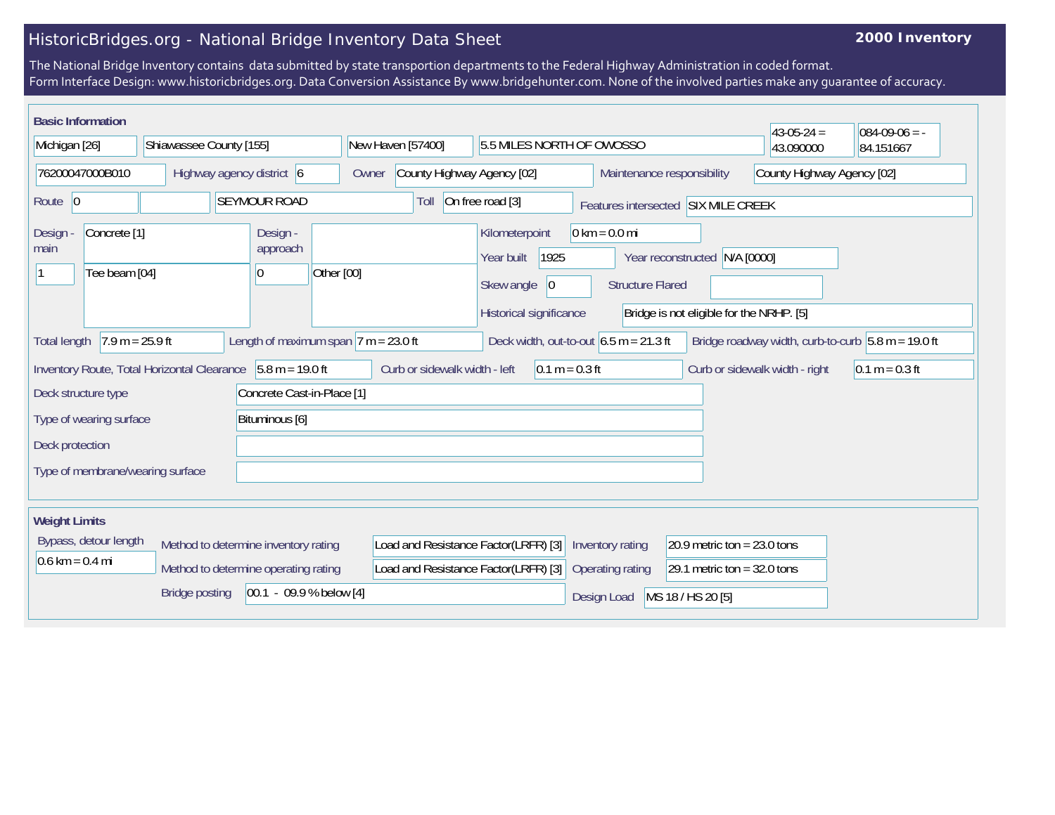# HistoricBridges.org - National Bridge Inventory Data Sheet

**2000 Inventory**

The National Bridge Inventory contains data submitted by state transportion departments to the Federal Highway Administration in coded format.
Form Interface Design: www.historicbridges.org. Data Conversion Assistance By www.bridgehunter.com. None of the involved parties make any guarantee of accuracy.

## Basic Information

| Field | Value |
|---|---|
| State | Michigan [26] |
| County | Shiawassee County [155] |
| Place | New Haven [57400] |
| Location | 5.5 MILES NORTH OF OWOSSO |
| Latitude | 43-05-24 = 43.090000 |
| Longitude | 084-09-06 = -84.151667 |
| Structure Number | 76200047000B010 |
| Highway agency district | 6 |
| Owner | County Highway Agency [02] |
| Maintenance responsibility | County Highway Agency [02] |
| Route | 0 |
| Facility Carried | SEYMOUR ROAD |
| Toll | On free road [3] |
| Features intersected | SIX MILE CREEK |
| Design - main | 1 / Concrete [1] / Tee beam [04] |
| Design - approach | 0 / Other [00] |
| Kilometerpoint | 0 km = 0.0 mi |
| Year built | 1925 |
| Year reconstructed | N/A [0000] |
| Skew angle | 0 |
| Structure Flared | |
| Historical significance | Bridge is not eligible for the NRHP. [5] |
| Total length | 7.9 m = 25.9 ft |
| Length of maximum span | 7 m = 23.0 ft |
| Deck width, out-to-out | 6.5 m = 21.3 ft |
| Bridge roadway width, curb-to-curb | 5.8 m = 19.0 ft |
| Inventory Route, Total Horizontal Clearance | 5.8 m = 19.0 ft |
| Curb or sidewalk width - left | 0.1 m = 0.3 ft |
| Curb or sidewalk width - right | 0.1 m = 0.3 ft |
| Deck structure type | Concrete Cast-in-Place [1] |
| Type of wearing surface | Bituminous [6] |
| Deck protection | |
| Type of membrane/wearing surface | |

## Weight Limits

| Field | Value |
|---|---|
| Bypass, detour length | 0.6 km = 0.4 mi |
| Method to determine inventory rating | Load and Resistance Factor(LRFR) [3] |
| Inventory rating | 20.9 metric ton = 23.0 tons |
| Method to determine operating rating | Load and Resistance Factor(LRFR) [3] |
| Operating rating | 29.1 metric ton = 32.0 tons |
| Bridge posting | 00.1 - 09.9 % below [4] |
| Design Load | MS 18 / HS 20 [5] |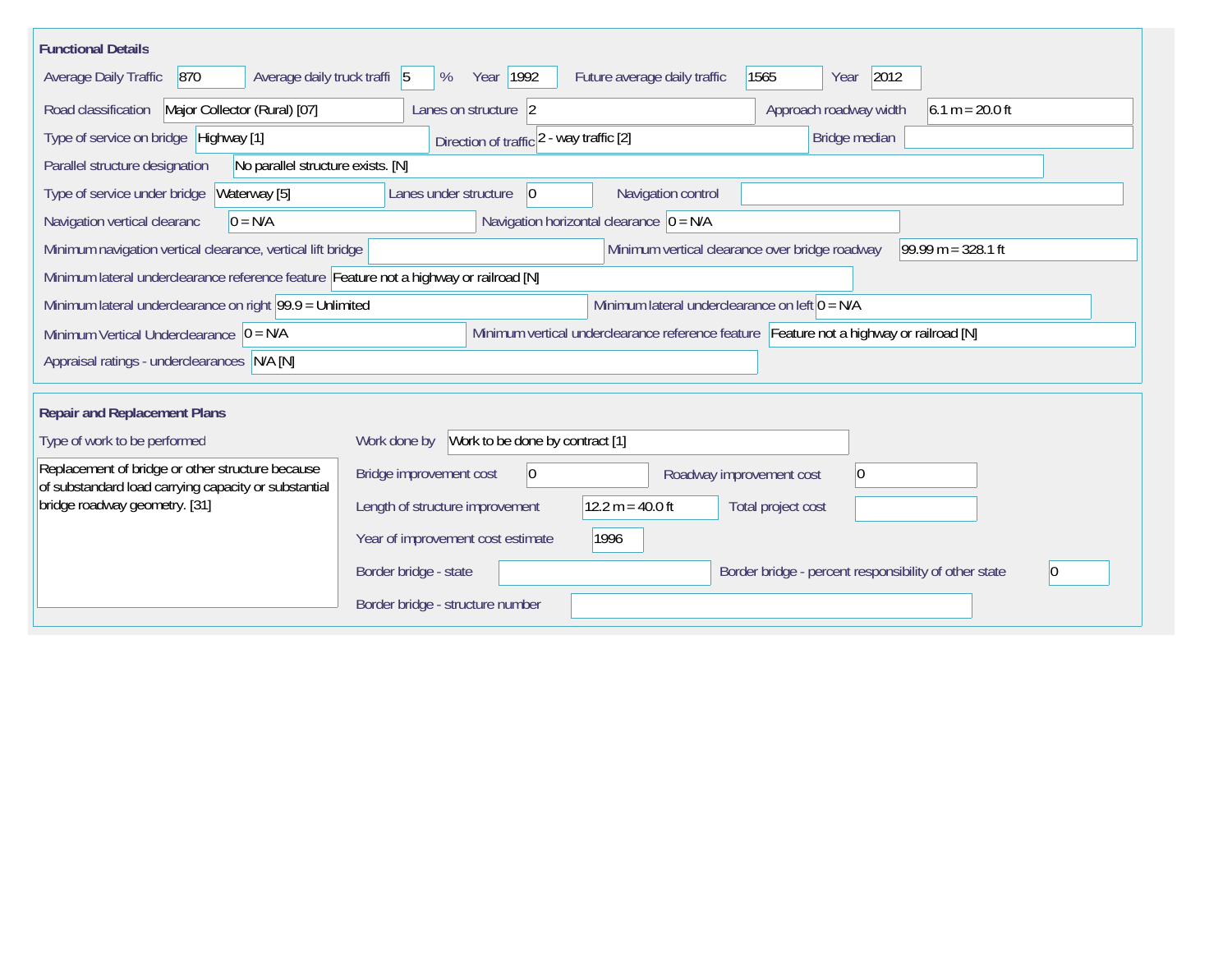## Functional Details

| Field | Value |
| --- | --- |
| Average Daily Traffic | 870 |
| Average daily truck traffi | 5 % |
| Year | 1992 |
| Future average daily traffic | 1565 |
| Year | 2012 |
| Road classification | Major Collector (Rural) [07] |
| Lanes on structure | 2 |
| Approach roadway width | 6.1 m = 20.0 ft |
| Type of service on bridge | Highway [1] |
| Direction of traffic | 2 - way traffic [2] |
| Bridge median | |
| Parallel structure designation | No parallel structure exists. [N] |
| Type of service under bridge | Waterway [5] |
| Lanes under structure | 0 |
| Navigation control | |
| Navigation vertical clearanc | 0 = N/A |
| Navigation horizontal clearance | 0 = N/A |
| Minimum navigation vertical clearance, vertical lift bridge | |
| Minimum vertical clearance over bridge roadway | 99.99 m = 328.1 ft |
| Minimum lateral underclearance reference feature | Feature not a highway or railroad [N] |
| Minimum lateral underclearance on right | 99.9 = Unlimited |
| Minimum lateral underclearance on left | 0 = N/A |
| Minimum Vertical Underclearance | 0 = N/A |
| Minimum vertical underclearance reference feature | Feature not a highway or railroad [N] |
| Appraisal ratings - underclearances | N/A [N] |

## Repair and Replacement Plans

| Field | Value |
| --- | --- |
| Type of work to be performed | Replacement of bridge or other structure because of substandard load carrying capacity or substantial bridge roadway geometry. [31] |
| Work done by | Work to be done by contract [1] |
| Bridge improvement cost | 0 |
| Roadway improvement cost | 0 |
| Length of structure improvement | 12.2 m = 40.0 ft |
| Total project cost | |
| Year of improvement cost estimate | 1996 |
| Border bridge - state | |
| Border bridge - percent responsibility of other state | 0 |
| Border bridge - structure number | |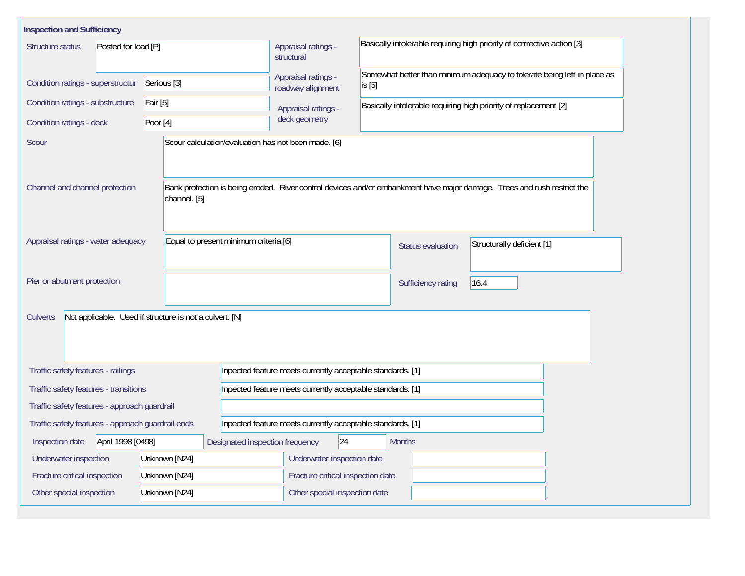## Inspection and Sufficiency

| | |
|---|---|
| Structure status | Posted for load [P] |
| Appraisal ratings - structural | Basically intolerable requiring high priority of corrrective action [3] |
| Condition ratings - superstructur | Serious [3] |
| Appraisal ratings - roadway alignment | Somewhat better than minimum adequacy to tolerate being left in place as is [5] |
| Condition ratings - substructure | Fair [5] |
| Appraisal ratings - deck geometry | Basically intolerable requiring high priority of replacement [2] |
| Condition ratings - deck | Poor [4] |
| Scour | Scour calculation/evaluation has not been made. [6] |
| Channel and channel protection | Bank protection is being eroded. River control devices and/or embankment have major damage. Trees and rush restrict the channel. [5] |
| Appraisal ratings - water adequacy | Equal to present minimum criteria [6] |
| Status evaluation | Structurally deficient [1] |
| Pier or abutment protection | |
| Sufficiency rating | 16.4 |
| Culverts | Not applicable. Used if structure is not a culvert. [N] |
| Traffic safety features - railings | Inpected feature meets currently acceptable standards. [1] |
| Traffic safety features - transitions | Inpected feature meets currently acceptable standards. [1] |
| Traffic safety features - approach guardrail | |
| Traffic safety features - approach guardrail ends | Inpected feature meets currently acceptable standards. [1] |
| Inspection date | April 1998 [0498] |
| Designated inspection frequency | 24 Months |
| Underwater inspection | Unknown [N24] |
| Underwater inspection date | |
| Fracture critical inspection | Unknown [N24] |
| Fracture critical inspection date | |
| Other special inspection | Unknown [N24] |
| Other special inspection date | |